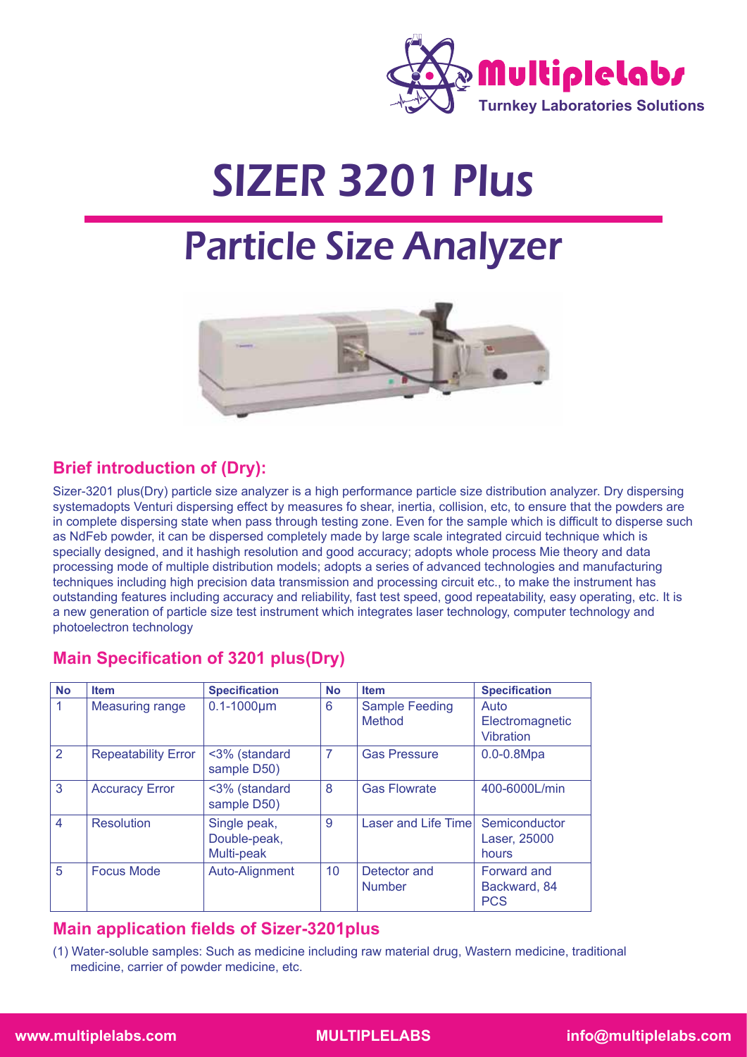# SIZER 3201 Plus

# Particle Size Analyzer

## Brief introduction of (Dry):

Sizer-3201 plus(Dry) particle size analyzer is a high performance particle size distribution analyzer. Dry dispersing systemadopts Venturi dispersing effect by measures fo shear, inertia, collision, etc, to ensure that the powders are in complete dispersing state when pass through testing zone. Even for the sample which is difficult to disperse such as NdFeb powder, it can be dispersed completely made by large scale integrated circuid technique which is specially designed, and it hashigh resolution and good accuracy; adopts whole process Mie theory and data processing mode of multiple distribution models; adopts a series of advanced technologies and manufacturing techniques including high precision data transmission and processing circuit etc., to make the instrument has outstanding features including accuracy and reliability, fast test speed, good repeatability, easy operating, etc. It is a new generation of particle size test instrument which integrates laser technology, computer technology and photoelectron technology

## Main Specification of 3201 plus(Dry)

| No | Item | Specification | No | Item | Specification |
|---|---|---|---|---|---|
| 1 | Measuring range | 0.1-1000μm | 6 | Sample Feeding Method | Auto Electromagnetic Vibration |
| 2 | Repeatability Error | <3% (standard sample D50) | 7 | Gas Pressure | 0.0-0.8Mpa |
| 3 | Accuracy Error | <3% (standard sample D50) | 8 | Gas Flowrate | 400-6000L/min |
| 4 | Resolution | Single peak, Double-peak, Multi-peak | 9 | Laser and Life Time | Semiconductor Laser, 25000 hours |
| 5 | Focus Mode | Auto-Alignment | 10 | Detector and Number | Forward and Backward, 84 PCS |

## Main application fields of Sizer-3201plus

(1) Water-soluble samples: Such as medicine including raw material drug, Wastern medicine, traditional medicine, carrier of powder medicine, etc.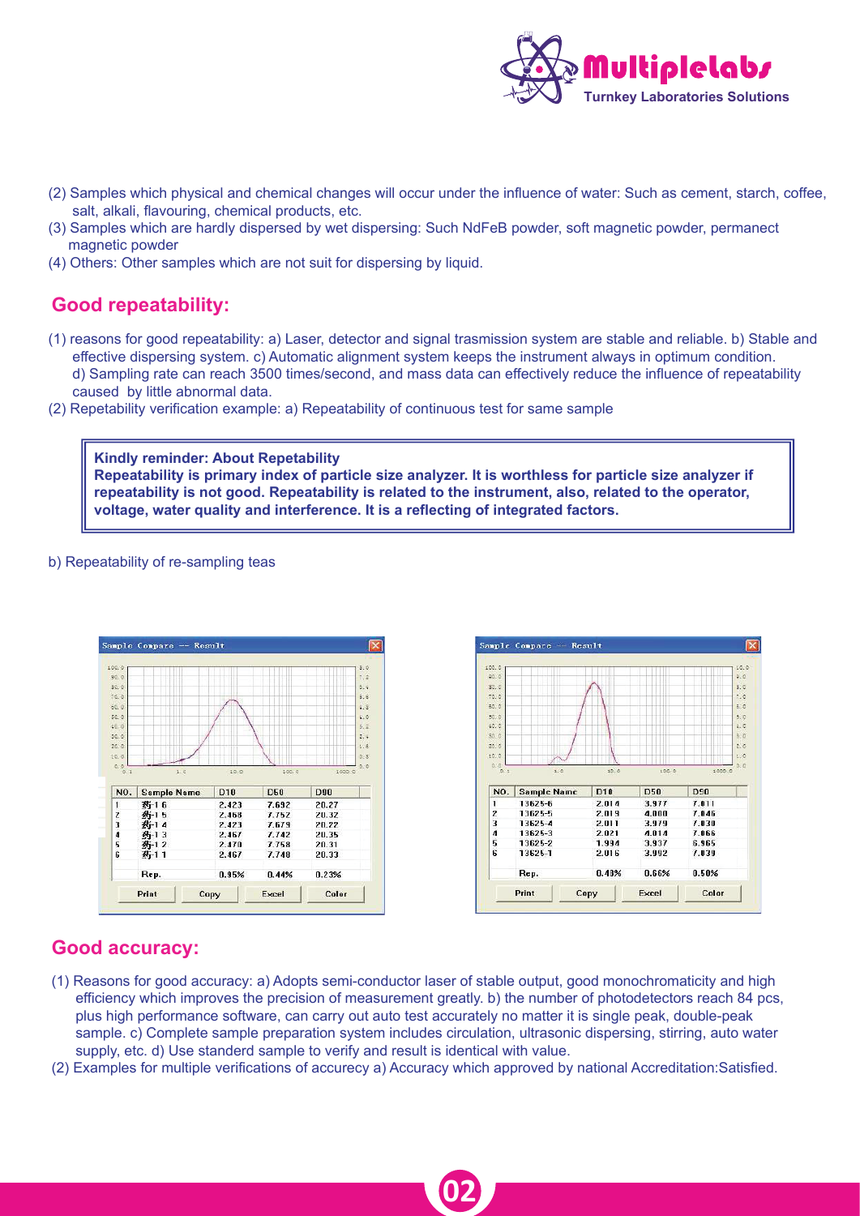(2) Samples which physical and chemical changes will occur under the influence of water: Such as cement, starch, coffee, salt, alkali, flavouring, chemical products, etc.

(3) Samples which are hardly dispersed by wet dispersing: Such NdFeB powder, soft magnetic powder, permanect magnetic powder

(4) Others: Other samples which are not suit for dispersing by liquid.

## Good repeatability:

(1) reasons for good repeatability: a) Laser, detector and signal trasmission system are stable and reliable. b) Stable and effective dispersing system. c) Automatic alignment system keeps the instrument always in optimum condition. d) Sampling rate can reach 3500 times/second, and mass data can effectively reduce the influence of repeatability caused by little abnormal data.

(2) Repetability verification example: a) Repeatability of continuous test for same sample

> **Kindly reminder: About Repetability**
> **Repeatability is primary index of particle size analyzer. It is worthless for particle size analyzer if repeatability is not good. Repeatability is related to the instrument, also, related to the operator, voltage, water quality and interference. It is a reflecting of integrated factors.**

b) Repeatability of re-sampling teas

Sample Compare -- Result

| NO. | Sample Name | D10 | D50 | D90 |
|---|---|---|---|---|
| 1 | 药-1 6 | 2.423 | 7.692 | 20.27 |
| 2 | 药-1 5 | 2.468 | 7.752 | 20.32 |
| 3 | 药-1 4 | 2.423 | 7.679 | 20.22 |
| 4 | 药-1 3 | 2.467 | 7.742 | 20.35 |
| 5 | 药-1 2 | 2.470 | 7.758 | 20.31 |
| 6 | 药-1 1 | 2.467 | 7.748 | 20.33 |
| | Rep. | 0.95% | 0.44% | 0.23% |

Sample Compare -- Result

| NO. | Sample Name | D10 | D50 | D90 |
|---|---|---|---|---|
| 1 | 13625-6 | 2.014 | 3.977 | 7.011 |
| 2 | 13625-5 | 2.019 | 4.000 | 7.046 |
| 3 | 13625-4 | 2.011 | 3.979 | 7.030 |
| 4 | 13625-3 | 2.021 | 4.014 | 7.066 |
| 5 | 13625-2 | 1.994 | 3.937 | 6.965 |
| 6 | 13625-1 | 2.016 | 3.992 | 7.039 |
| | Rep. | 0.48% | 0.66% | 0.50% |

## Good accuracy:

(1) Reasons for good accuracy: a) Adopts semi-conductor laser of stable output, good monochromaticity and high efficiency which improves the precision of measurement greatly. b) the number of photodetectors reach 84 pcs, plus high performance software, can carry out auto test accurately no matter it is single peak, double-peak sample. c) Complete sample preparation system includes circulation, ultrasonic dispersing, stirring, auto water supply, etc. d) Use standerd sample to verify and result is identical with value.

(2) Examples for multiple verifications of accurecy a) Accuracy which approved by national Accreditation:Satisfied.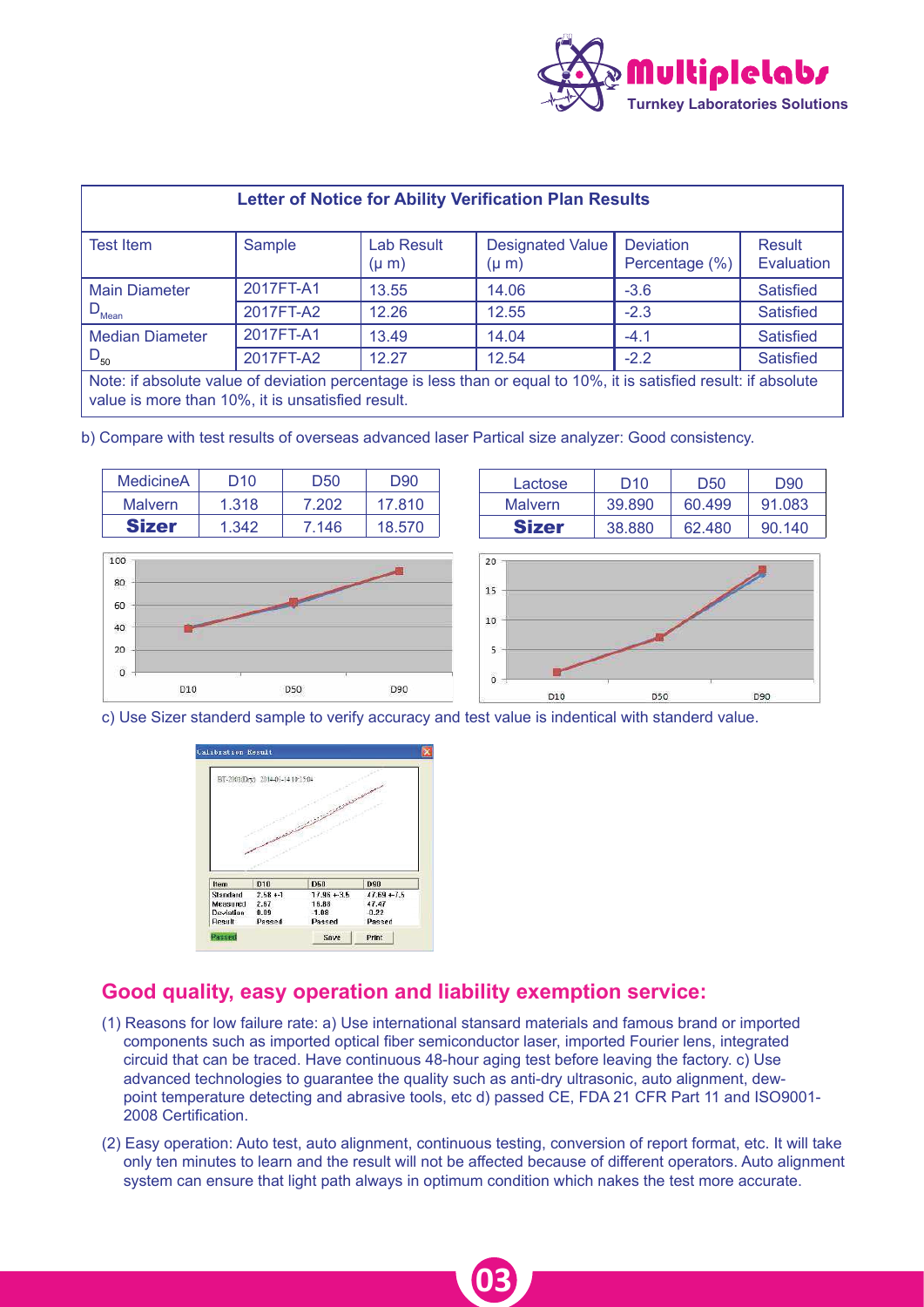| Letter of Notice for Ability Verification Plan Results | | | | | |
|---|---|---|---|---|---|
| Test Item | Sample | Lab Result (μ m) | Designated Value (μ m) | Deviation Percentage (%) | Result Evaluation |
| Main Diameter $D_{Mean}$ | 2017FT-A1 | 13.55 | 14.06 | -3.6 | Satisfied |
| | 2017FT-A2 | 12.26 | 12.55 | -2.3 | Satisfied |
| Median Diameter $D_{50}$ | 2017FT-A1 | 13.49 | 14.04 | -4.1 | Satisfied |
| | 2017FT-A2 | 12.27 | 12.54 | -2.2 | Satisfied |

Note: if absolute value of deviation percentage is less than or equal to 10%, it is satisfied result: if absolute value is more than 10%, it is unsatisfied result.

b) Compare with test results of overseas advanced laser Partical size analyzer: Good consistency.

| MedicineA | D10 | D50 | D90 |
|---|---|---|---|
| Malvern | 1.318 | 7.202 | 17.810 |
| **Sizer** | 1.342 | 7.146 | 18.570 |

| Lactose | D10 | D50 | D90 |
|---|---|---|---|
| Malvern | 39.890 | 60.499 | 91.083 |
| **Sizer** | 38.880 | 62.480 | 90.140 |

c) Use Sizer standerd sample to verify accuracy and test value is indentical with standerd value.

| Item | D10 | D50 | D90 |
|---|---|---|---|
| Standard | 2.58 +-1 | 17.96 +-3.5 | 47.69 +-7.5 |
| Measured | 2.67 | 18.88 | 47.47 |
| Deviation | 0.09 | 1.08 | -0.22 |
| Result | Passed | Passed | Passed |

## Good quality, easy operation and liability exemption service:

(1) Reasons for low failure rate: a) Use international stansard materials and famous brand or imported components such as imported optical fiber semiconductor laser, imported Fourier lens, integrated circuid that can be traced. Have continuous 48-hour aging test before leaving the factory. c) Use advanced technologies to guarantee the quality such as anti-dry ultrasonic, auto alignment, dew-point temperature detecting and abrasive tools, etc d) passed CE, FDA 21 CFR Part 11 and ISO9001-2008 Certification.

(2) Easy operation: Auto test, auto alignment, continuous testing, conversion of report format, etc. It will take only ten minutes to learn and the result will not be affected because of different operators. Auto alignment system can ensure that light path always in optimum condition which nakes the test more accurate.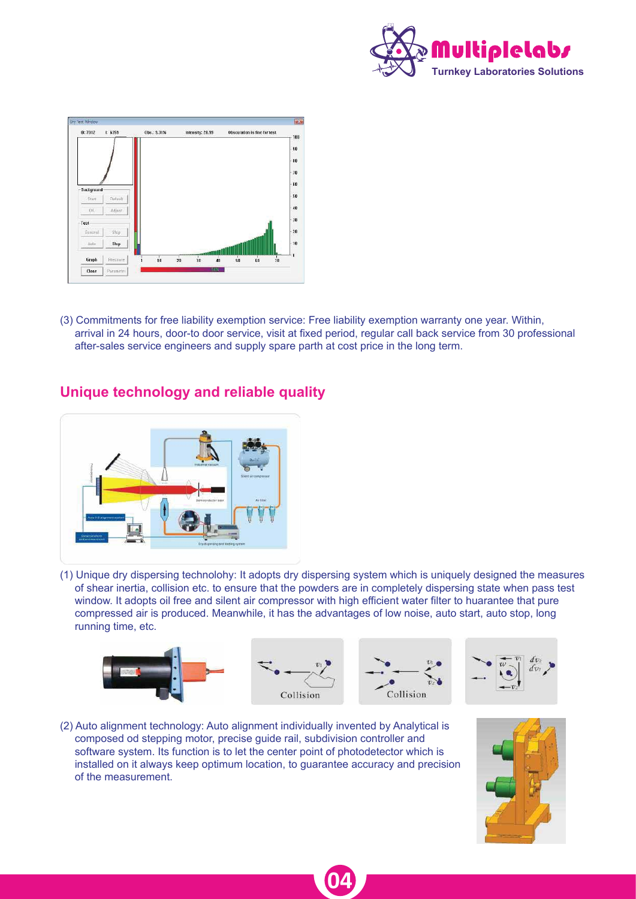(3) Commitments for free liability exemption service: Free liability exemption warranty one year. Within, arrival in 24 hours, door-to door service, visit at fixed period, regular call back service from 30 professional after-sales service engineers and supply spare parth at cost price in the long term.

## Unique technology and reliable quality

(1) Unique dry dispersing technolohy: It adopts dry dispersing system which is uniquely designed the measures of shear inertia, collision etc. to ensure that the powders are in completely dispersing state when pass test window. It adopts oil free and silent air compressor with high efficient water filter to huarantee that pure compressed air is produced. Meanwhile, it has the advantages of low noise, auto start, auto stop, long running time, etc.

(2) Auto alignment technology: Auto alignment individually invented by Analytical is composed od stepping motor, precise guide rail, subdivision controller and software system. Its function is to let the center point of photodetector which is installed on it always keep optimum location, to guarantee accuracy and precision of the measurement.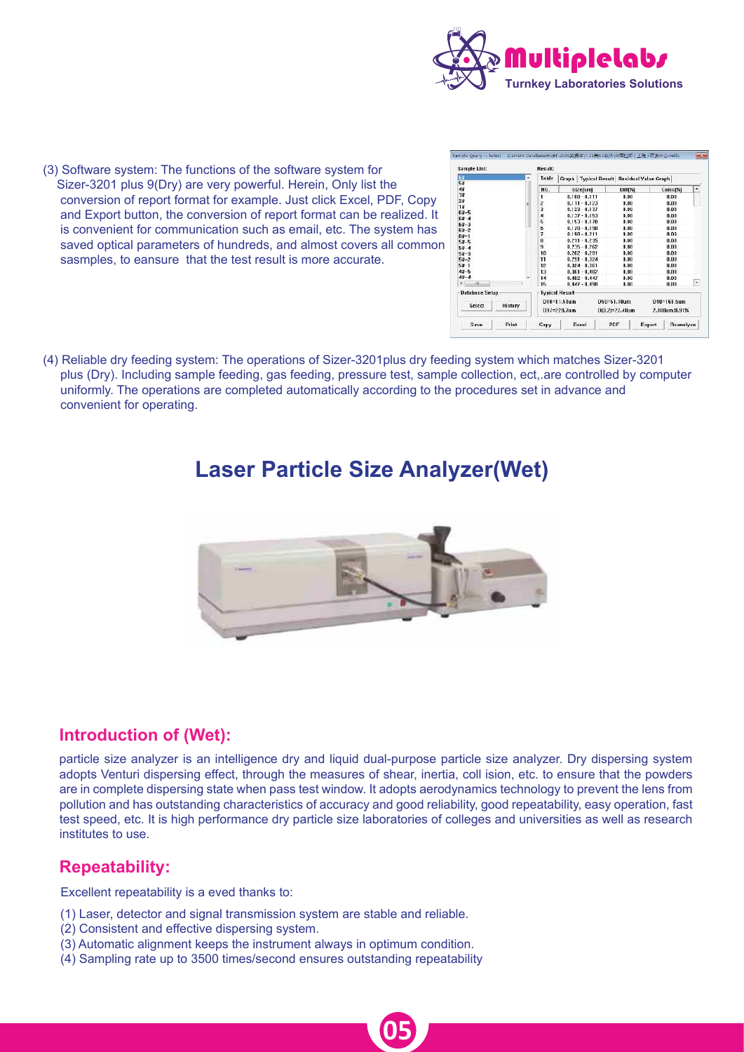(3) Software system: The functions of the software system for Sizer-3201 plus 9(Dry) are very powerful. Herein, Only list the conversion of report format for example. Just click Excel, PDF, Copy and Export button, the conversion of report format can be realized. It is convenient for communication such as email, etc. The system has saved optical parameters of hundreds, and almost covers all common sasmples, to eansure that the test result is more accurate.

(4) Reliable dry feeding system: The operations of Sizer-3201plus dry feeding system which matches Sizer-3201 plus (Dry). Including sample feeding, gas feeding, pressure test, sample collection, ect,.are controlled by computer uniformly. The operations are completed automatically according to the procedures set in advance and convenient for operating.

# Laser Particle Size Analyzer(Wet)

## Introduction of (Wet):

particle size analyzer is an intelligence dry and liquid dual-purpose particle size analyzer. Dry dispersing system adopts Venturi dispersing effect, through the measures of shear, inertia, coll ision, etc. to ensure that the powders are in complete dispersing state when pass test window. It adopts aerodynamics technology to prevent the lens from pollution and has outstanding characteristics of accuracy and good reliability, good repeatability, easy operation, fast test speed, etc. It is high performance dry particle size laboratories of colleges and universities as well as research institutes to use.

## Repeatability:

Excellent repeatability is a eved thanks to:

(1) Laser, detector and signal transmission system are stable and reliable.
(2) Consistent and effective dispersing system.
(3) Automatic alignment keeps the instrument always in optimum condition.
(4) Sampling rate up to 3500 times/second ensures outstanding repeatability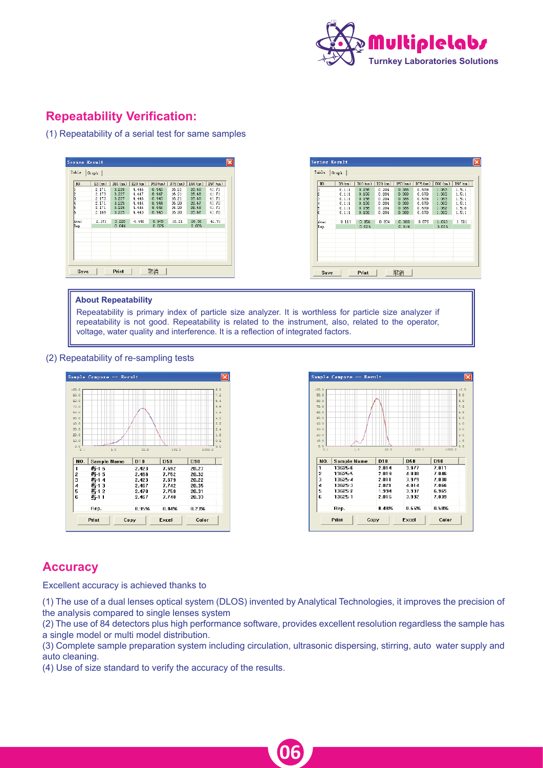## Repeatability Verification:

(1) Repeatability of a serial test for same samples

| NO | D3 (um) | D10 (um) | D20 (um) | D50 (um) | D75 (um) | D90 (um) | D97 (um) |
|---|---|---|---|---|---|---|---|
| 1 | 2.171 | 3.226 | 4.445 | 8.945 | 16.21 | 26.68 | 41.71 |
| 2 | 2.173 | 3.227 | 4.447 | 8.947 | 16.21 | 26.65 | 41.71 |
| 3 | 2.173 | 3.227 | 4.446 | 8.945 | 16.21 | 26.66 | 41.71 |
| 4 | 2.171 | 3.225 | 4.444 | 8.944 | 16.20 | 26.67 | 41.70 |
| 5 | 2.171 | 3.226 | 4.446 | 8.945 | 16.20 | 26.65 | 41.71 |
| 6 | 2.169 | 3.223 | 4.443 | 8.943 | 16.20 | 26.67 | 41.70 |
| Aver | 2.171 | 3.226 | 4.445 | 8.945 | 16.21 | 26.66 | 41.71 |
| Rep | | 0.04% | | 0.02% | | 0.03% | |

| NO | D3 (um) | D10 (um) | D20 (um) | D50 (um) | D75 (um) | D90 (um) | D97 (um) |
|---|---|---|---|---|---|---|---|
| 1 | 0.111 | 0.156 | 0.204 | 0.388 | 0.679 | 1.063 | 1.511 |
| 2 | 0.111 | 0.156 | 0.204 | 0.388 | 0.679 | 1.063 | 1.511 |
| 3 | 0.111 | 0.156 | 0.204 | 0.388 | 0.679 | 1.063 | 1.511 |
| 4 | 0.111 | 0.156 | 0.204 | 0.388 | 0.679 | 1.063 | 1.511 |
| 5 | 0.111 | 0.156 | 0.204 | 0.388 | 0.679 | 1.062 | 1.510 |
| 6 | 0.111 | 0.156 | 0.204 | 0.388 | 0.679 | 1.063 | 1.511 |
| Aver | 0.111 | 0.156 | 0.204 | 0.388 | 0.679 | 1.063 | 1.511 |
| Rep | | 0.02% | | 0.01% | | 0.02% | |

**About Repeatability**

Repeatability is primary index of particle size analyzer. It is worthless for particle size analyzer if repeatability is not good. Repeatability is related to the instrument, also, related to the operator, voltage, water quality and interference. It is a reflection of integrated factors.

(2) Repeatability of re-sampling tests

| NO. | Sample Name | D10 | D50 | D90 |
|---|---|---|---|---|
| 1 | 药-1 6 | 2.423 | 7.692 | 20.27 |
| 2 | 药-1 5 | 2.468 | 7.752 | 20.32 |
| 3 | 药-1 4 | 2.423 | 7.679 | 20.22 |
| 4 | 药-1 3 | 2.467 | 7.742 | 20.35 |
| 5 | 药-1 2 | 2.470 | 7.758 | 20.31 |
| 6 | 药-1 1 | 2.467 | 7.748 | 20.33 |
| | Rep. | 0.95% | 0.44% | 0.23% |

| NO. | Sample Name | D10 | D50 | D90 |
|---|---|---|---|---|
| 1 | 13625-6 | 2.014 | 3.977 | 7.011 |
| 2 | 13625-5 | 2.019 | 4.000 | 7.046 |
| 3 | 13625-4 | 2.011 | 3.979 | 7.030 |
| 4 | 13625-3 | 2.021 | 4.014 | 7.066 |
| 5 | 13625-2 | 1.994 | 3.937 | 6.965 |
| 6 | 13625-1 | 2.016 | 3.992 | 7.039 |
| | Rep. | 0.48% | 0.65% | 0.50% |

## Accuracy

Excellent accuracy is achieved thanks to

(1) The use of a dual lenses optical system (DLOS) invented by Analytical Technologies, it improves the precision of the analysis compared to single lenses system

(2) The use of 84 detectors plus high performance software, provides excellent resolution regardless the sample has a single model or multi model distribution.

(3) Complete sample preparation system including circulation, ultrasonic dispersing, stirring, auto water supply and auto cleaning.

(4) Use of size standard to verify the accuracy of the results.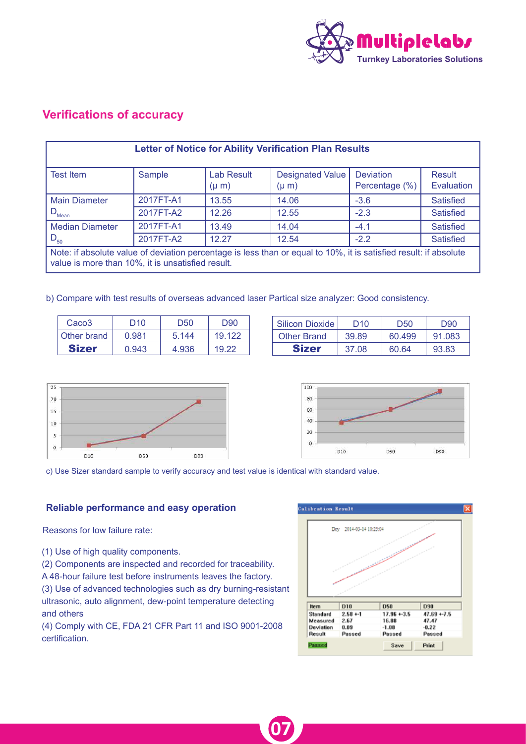## Verifications of accuracy

| Letter of Notice for Ability Verification Plan Results | | | | | |
|---|---|---|---|---|---|
| Test Item | Sample | Lab Result (μ m) | Designated Value (μ m) | Deviation Percentage (%) | Result Evaluation |
| Main Diameter $D_{Mean}$ | 2017FT-A1 | 13.55 | 14.06 | -3.6 | Satisfied |
| | 2017FT-A2 | 12.26 | 12.55 | -2.3 | Satisfied |
| Median Diameter $D_{50}$ | 2017FT-A1 | 13.49 | 14.04 | -4.1 | Satisfied |
| | 2017FT-A2 | 12.27 | 12.54 | -2.2 | Satisfied |

Note: if absolute value of deviation percentage is less than or equal to 10%, it is satisfied result: if absolute value is more than 10%, it is unsatisfied result.

b) Compare with test results of overseas advanced laser Partical size analyzer: Good consistency.

| Caco3 | D10 | D50 | D90 |
|---|---|---|---|
| Other brand | 0.981 | 5.144 | 19.122 |
| **Sizer** | 0.943 | 4.936 | 19.22 |

| Silicon Dioxide | D10 | D50 | D90 |
|---|---|---|---|
| Other Brand | 39.89 | 60.499 | 91.083 |
| **Sizer** | 37.08 | 60.64 | 93.83 |

c) Use Sizer standard sample to verify accuracy and test value is identical with standard value.

### Reliable performance and easy operation

Reasons for low failure rate:

(1) Use of high quality components.

(2) Components are inspected and recorded for traceability.
A 48-hour failure test before instruments leaves the factory.

(3) Use of advanced technologies such as dry burning-resistant ultrasonic, auto alignment, dew-point temperature detecting and others

(4) Comply with CE, FDA 21 CFR Part 11 and ISO 9001-2008 certification.

Calibration Result

Dry 2014-03-14 10:25:04

| Item | D10 | D50 | D90 |
|---|---|---|---|
| Standard | 2.58 +-1 | 17.96 +-3.5 | 47.69 +-7.5 |
| Measured | 2.67 | 16.88 | 47.47 |
| Deviation | 0.09 | -1.08 | -0.22 |
| Result | Passed | Passed | Passed |

Passed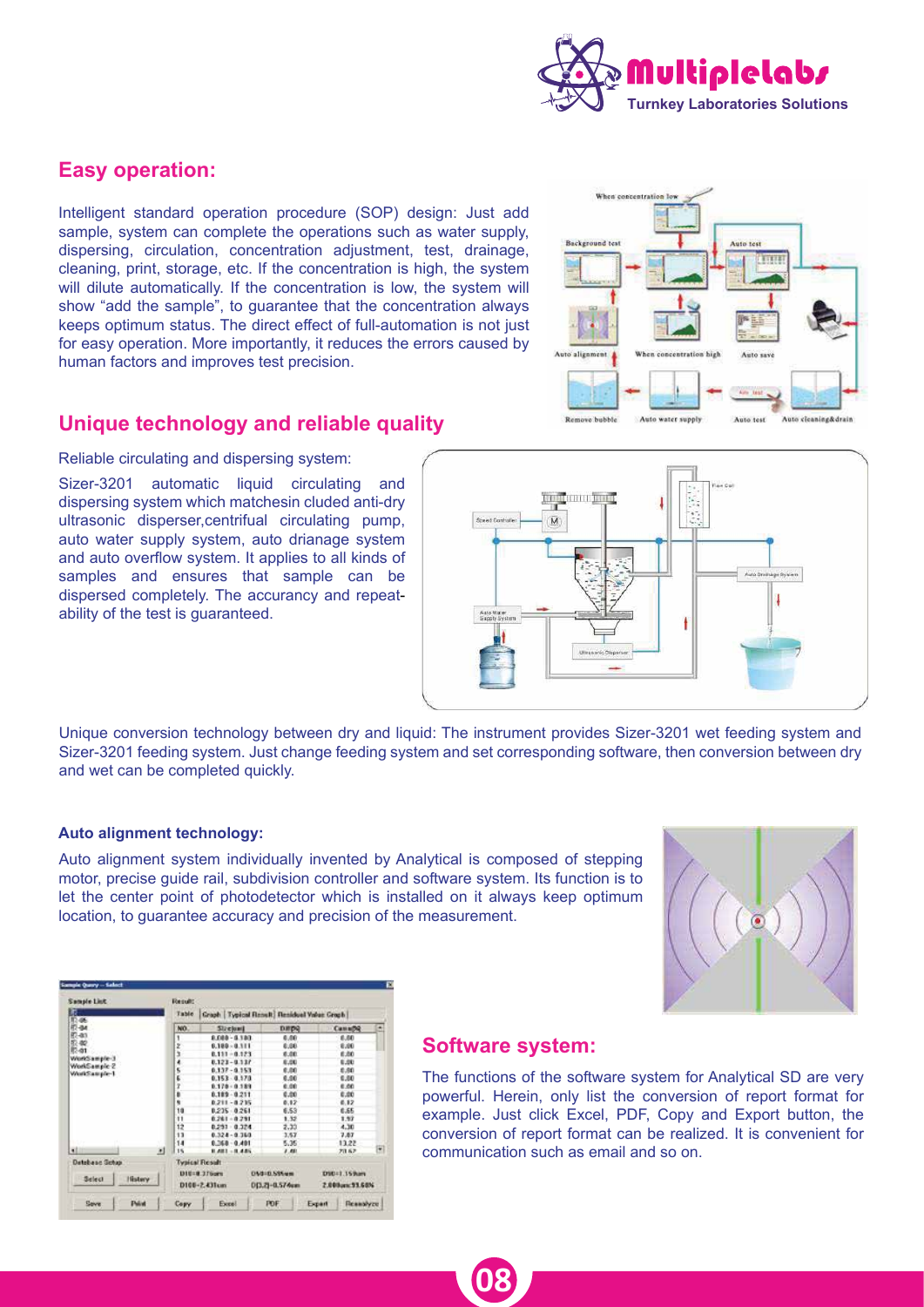## Easy operation:

Intelligent standard operation procedure (SOP) design: Just add sample, system can complete the operations such as water supply, dispersing, circulation, concentration adjustment, test, drainage, cleaning, print, storage, etc. If the concentration is high, the system will dilute automatically. If the concentration is low, the system will show "add the sample", to guarantee that the concentration always keeps optimum status. The direct effect of full-automation is not just for easy operation. More importantly, it reduces the errors caused by human factors and improves test precision.

## Unique technology and reliable quality

Reliable circulating and dispersing system:

Sizer-3201 automatic liquid circulating and dispersing system which matchesin cluded anti-dry ultrasonic disperser,centrifual circulating pump, auto water supply system, auto drianage system and auto overflow system. It applies to all kinds of samples and ensures that sample can be dispersed completely. The accurancy and repeatability of the test is guaranteed.

Unique conversion technology between dry and liquid: The instrument provides Sizer-3201 wet feeding system and Sizer-3201 feeding system. Just change feeding system and set corresponding software, then conversion between dry and wet can be completed quickly.

**Auto alignment technology:**

Auto alignment system individually invented by Analytical is composed of stepping motor, precise guide rail, subdivision controller and software system. Its function is to let the center point of photodetector which is installed on it always keep optimum location, to guarantee accuracy and precision of the measurement.

## Software system:

The functions of the software system for Analytical SD are very powerful. Herein, only list the conversion of report format for example. Just click Excel, PDF, Copy and Export button, the conversion of report format can be realized. It is convenient for communication such as email and so on.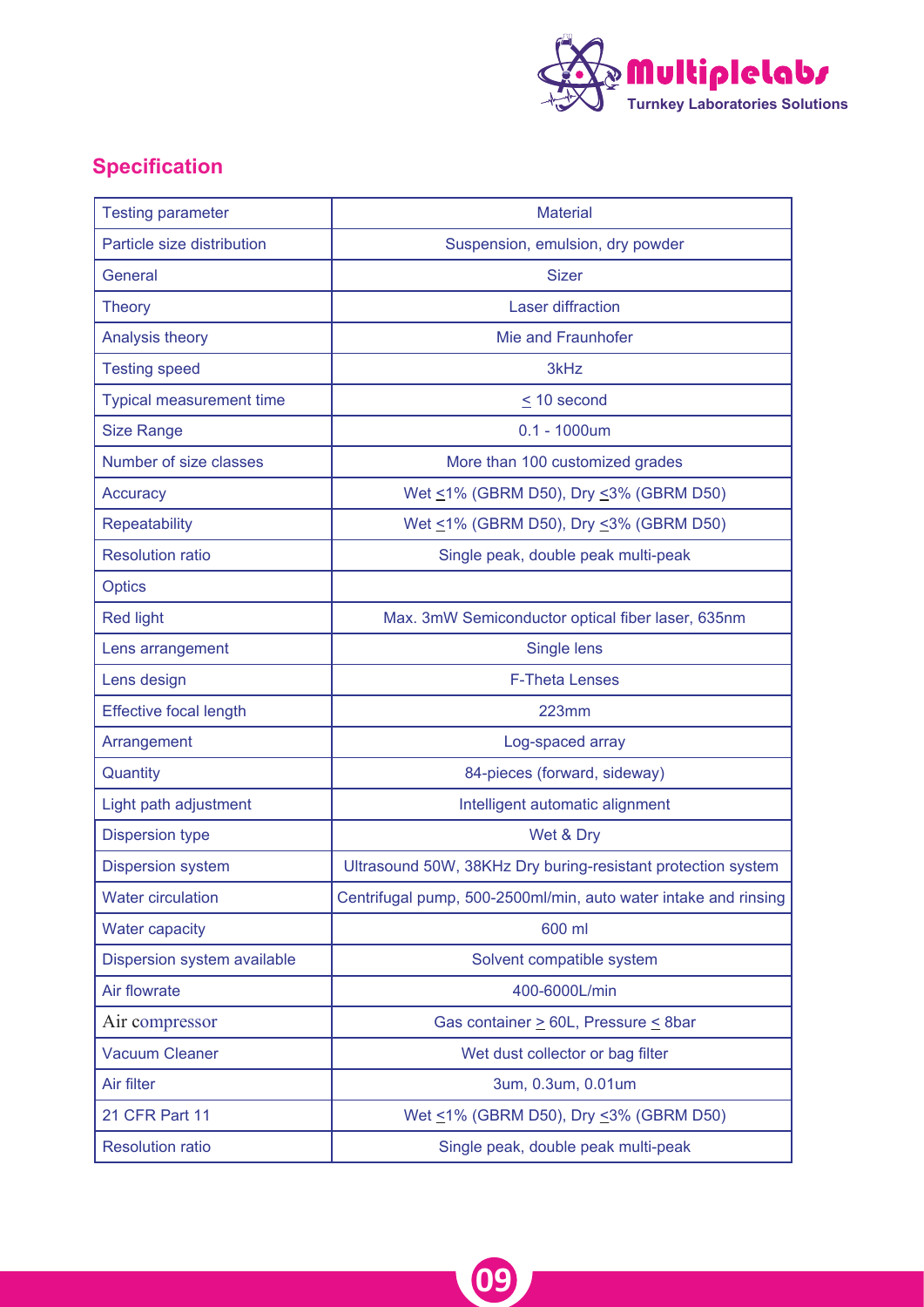## Specification

| Testing parameter | Material |
|---|---|
| Particle size distribution | Suspension, emulsion, dry powder |
| General | Sizer |
| Theory | Laser diffraction |
| Analysis theory | Mie and Fraunhofer |
| Testing speed | 3kHz |
| Typical measurement time | ≤ 10 second |
| Size Range | 0.1 - 1000um |
| Number of size classes | More than 100 customized grades |
| Accuracy | Wet ≤1% (GBRM D50), Dry ≤3% (GBRM D50) |
| Repeatability | Wet ≤1% (GBRM D50), Dry ≤3% (GBRM D50) |
| Resolution ratio | Single peak, double peak multi-peak |
| Optics | |
| Red light | Max. 3mW Semiconductor optical fiber laser, 635nm |
| Lens arrangement | Single lens |
| Lens design | F-Theta Lenses |
| Effective focal length | 223mm |
| Arrangement | Log-spaced array |
| Quantity | 84-pieces (forward, sideway) |
| Light path adjustment | Intelligent automatic alignment |
| Dispersion type | Wet & Dry |
| Dispersion system | Ultrasound 50W, 38KHz Dry buring-resistant protection system |
| Water circulation | Centrifugal pump, 500-2500ml/min, auto water intake and rinsing |
| Water capacity | 600 ml |
| Dispersion system available | Solvent compatible system |
| Air flowrate | 400-6000L/min |
| Air compressor | Gas container ≥ 60L, Pressure ≤ 8bar |
| Vacuum Cleaner | Wet dust collector or bag filter |
| Air filter | 3um, 0.3um, 0.01um |
| 21 CFR Part 11 | Wet ≤1% (GBRM D50), Dry ≤3% (GBRM D50) |
| Resolution ratio | Single peak, double peak multi-peak |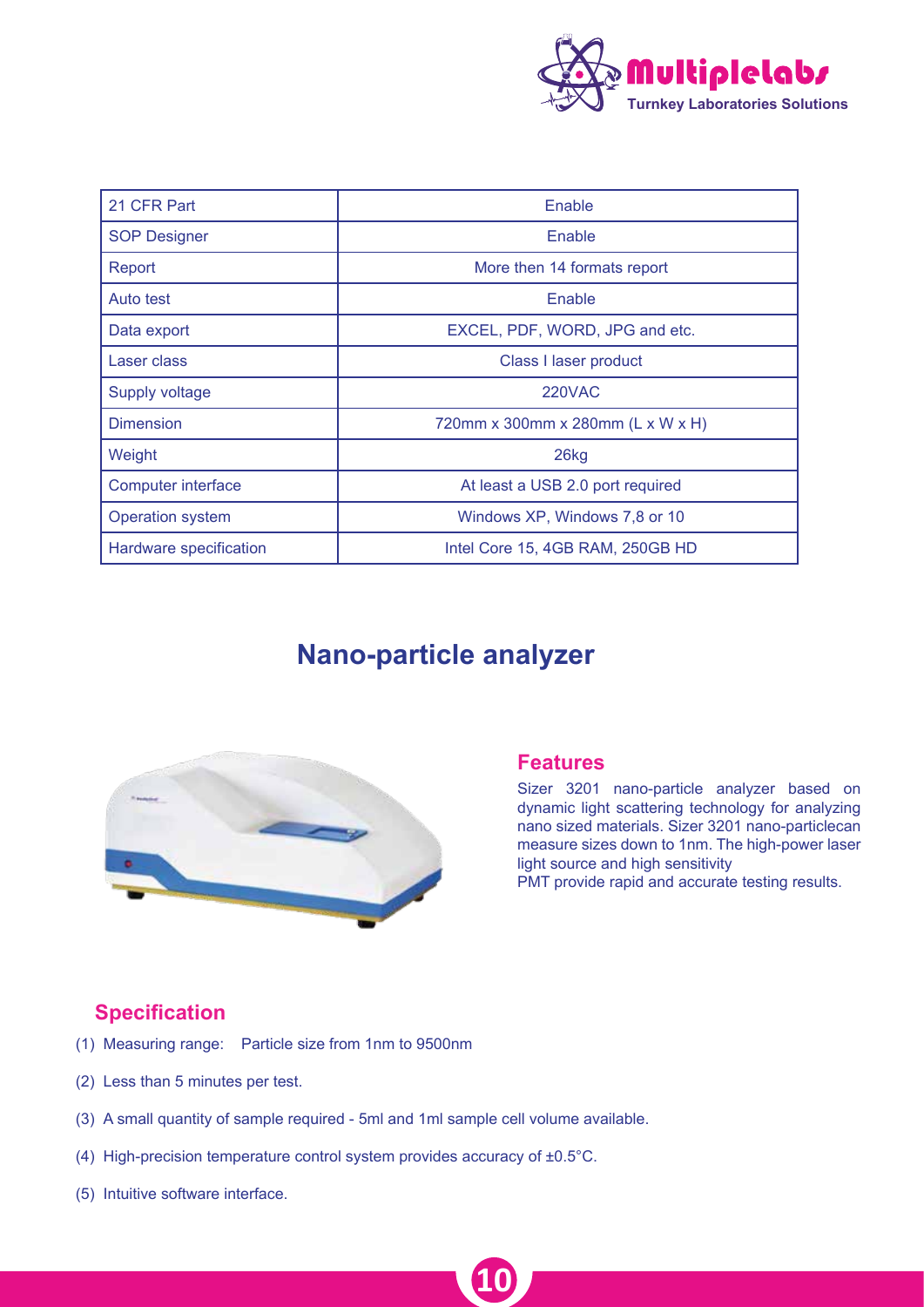| | |
|---|---|
| 21 CFR Part | Enable |
| SOP Designer | Enable |
| Report | More then 14 formats report |
| Auto test | Enable |
| Data export | EXCEL, PDF, WORD, JPG and etc. |
| Laser class | Class I laser product |
| Supply voltage | 220VAC |
| Dimension | 720mm x 300mm x 280mm (L x W x H) |
| Weight | 26kg |
| Computer interface | At least a USB 2.0 port required |
| Operation system | Windows XP, Windows 7,8 or 10 |
| Hardware specification | Intel Core 15, 4GB RAM, 250GB HD |

# Nano-particle analyzer

## Features

Sizer 3201 nano-particle analyzer based on dynamic light scattering technology for analyzing nano sized materials. Sizer 3201 nano-particlecan measure sizes down to 1nm. The high-power laser light source and high sensitivity PMT provide rapid and accurate testing results.

## Specification

(1) Measuring range: Particle size from 1nm to 9500nm

(2) Less than 5 minutes per test.

(3) A small quantity of sample required - 5ml and 1ml sample cell volume available.

(4) High-precision temperature control system provides accuracy of ±0.5°C.

(5) Intuitive software interface.